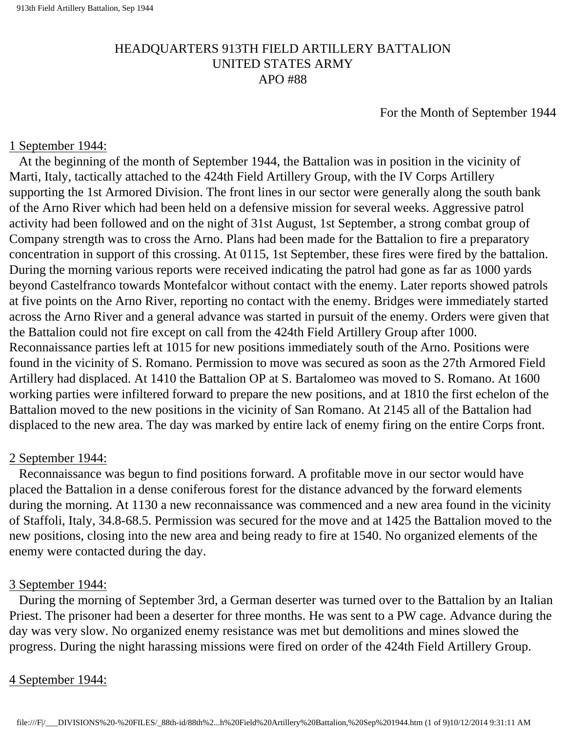HEADQUARTERS 913TH FIELD ARTILLERY BATTALION
UNITED STATES ARMY
APO #88

For the Month of September 1944

1 September 1944:

At the beginning of the month of September 1944, the Battalion was in position in the vicinity of Marti, Italy, tactically attached to the 424th Field Artillery Group, with the IV Corps Artillery supporting the 1st Armored Division. The front lines in our sector were generally along the south bank of the Arno River which had been held on a defensive mission for several weeks. Aggressive patrol activity had been followed and on the night of 31st August, 1st September, a strong combat group of Company strength was to cross the Arno. Plans had been made for the Battalion to fire a preparatory concentration in support of this crossing. At 0115, 1st September, these fires were fired by the battalion. During the morning various reports were received indicating the patrol had gone as far as 1000 yards beyond Castelfranco towards Montefalcor without contact with the enemy. Later reports showed patrols at five points on the Arno River, reporting no contact with the enemy. Bridges were immediately started across the Arno River and a general advance was started in pursuit of the enemy. Orders were given that the Battalion could not fire except on call from the 424th Field Artillery Group after 1000. Reconnaissance parties left at 1015 for new positions immediately south of the Arno. Positions were found in the vicinity of S. Romano. Permission to move was secured as soon as the 27th Armored Field Artillery had displaced. At 1410 the Battalion OP at S. Bartalomeo was moved to S. Romano. At 1600 working parties were infiltered forward to prepare the new positions, and at 1810 the first echelon of the Battalion moved to the new positions in the vicinity of San Romano. At 2145 all of the Battalion had displaced to the new area. The day was marked by entire lack of enemy firing on the entire Corps front.

2 September 1944:

Reconnaissance was begun to find positions forward. A profitable move in our sector would have placed the Battalion in a dense coniferous forest for the distance advanced by the forward elements during the morning. At 1130 a new reconnaissance was commenced and a new area found in the vicinity of Staffoli, Italy, 34.8-68.5. Permission was secured for the move and at 1425 the Battalion moved to the new positions, closing into the new area and being ready to fire at 1540. No organized elements of the enemy were contacted during the day.

3 September 1944:

During the morning of September 3rd, a German deserter was turned over to the Battalion by an Italian Priest. The prisoner had been a deserter for three months. He was sent to a PW cage. Advance during the day was very slow. No organized enemy resistance was met but demolitions and mines slowed the progress. During the night harassing missions were fired on order of the 424th Field Artillery Group.

4 September 1944: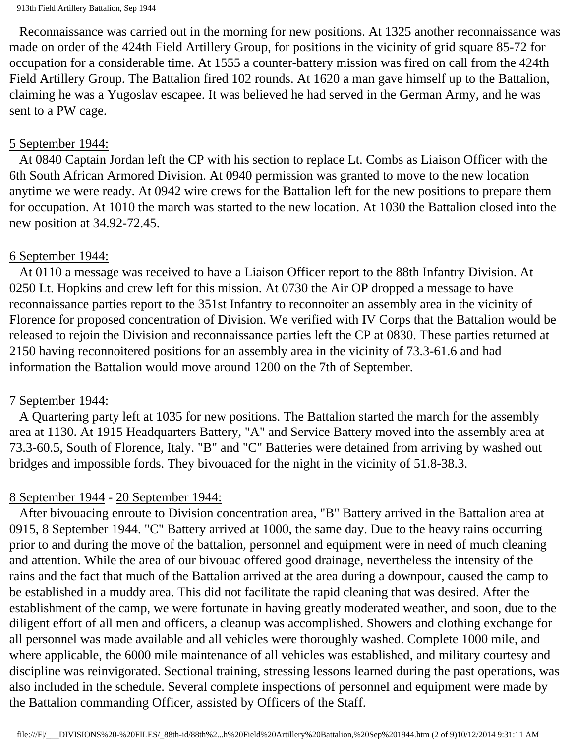Reconnaissance was carried out in the morning for new positions. At 1325 another reconnaissance was made on order of the 424th Field Artillery Group, for positions in the vicinity of grid square 85-72 for occupation for a considerable time. At 1555 a counter-battery mission was fired on call from the 424th Field Artillery Group. The Battalion fired 102 rounds. At 1620 a man gave himself up to the Battalion, claiming he was a Yugoslav escapee. It was believed he had served in the German Army, and he was sent to a PW cage.

<u>5 September 1944:</u>

At 0840 Captain Jordan left the CP with his section to replace Lt. Combs as Liaison Officer with the 6th South African Armored Division. At 0940 permission was granted to move to the new location anytime we were ready. At 0942 wire crews for the Battalion left for the new positions to prepare them for occupation. At 1010 the march was started to the new location. At 1030 the Battalion closed into the new position at 34.92-72.45.

<u>6 September 1944:</u>

At 0110 a message was received to have a Liaison Officer report to the 88th Infantry Division. At 0250 Lt. Hopkins and crew left for this mission. At 0730 the Air OP dropped a message to have reconnaissance parties report to the 351st Infantry to reconnoiter an assembly area in the vicinity of Florence for proposed concentration of Division. We verified with IV Corps that the Battalion would be released to rejoin the Division and reconnaissance parties left the CP at 0830. These parties returned at 2150 having reconnoitered positions for an assembly area in the vicinity of 73.3-61.6 and had information the Battalion would move around 1200 on the 7th of September.

<u>7 September 1944:</u>

A Quartering party left at 1035 for new positions. The Battalion started the march for the assembly area at 1130. At 1915 Headquarters Battery, "A" and Service Battery moved into the assembly area at 73.3-60.5, South of Florence, Italy. "B" and "C" Batteries were detained from arriving by washed out bridges and impossible fords. They bivouaced for the night in the vicinity of 51.8-38.3.

<u>8 September 1944</u> - <u>20 September 1944:</u>

After bivouacing enroute to Division concentration area, "B" Battery arrived in the Battalion area at 0915, 8 September 1944. "C" Battery arrived at 1000, the same day. Due to the heavy rains occurring prior to and during the move of the battalion, personnel and equipment were in need of much cleaning and attention. While the area of our bivouac offered good drainage, nevertheless the intensity of the rains and the fact that much of the Battalion arrived at the area during a downpour, caused the camp to be established in a muddy area. This did not facilitate the rapid cleaning that was desired. After the establishment of the camp, we were fortunate in having greatly moderated weather, and soon, due to the diligent effort of all men and officers, a cleanup was accomplished. Showers and clothing exchange for all personnel was made available and all vehicles were thoroughly washed. Complete 1000 mile, and where applicable, the 6000 mile maintenance of all vehicles was established, and military courtesy and discipline was reinvigorated. Sectional training, stressing lessons learned during the past operations, was also included in the schedule. Several complete inspections of personnel and equipment were made by the Battalion commanding Officer, assisted by Officers of the Staff.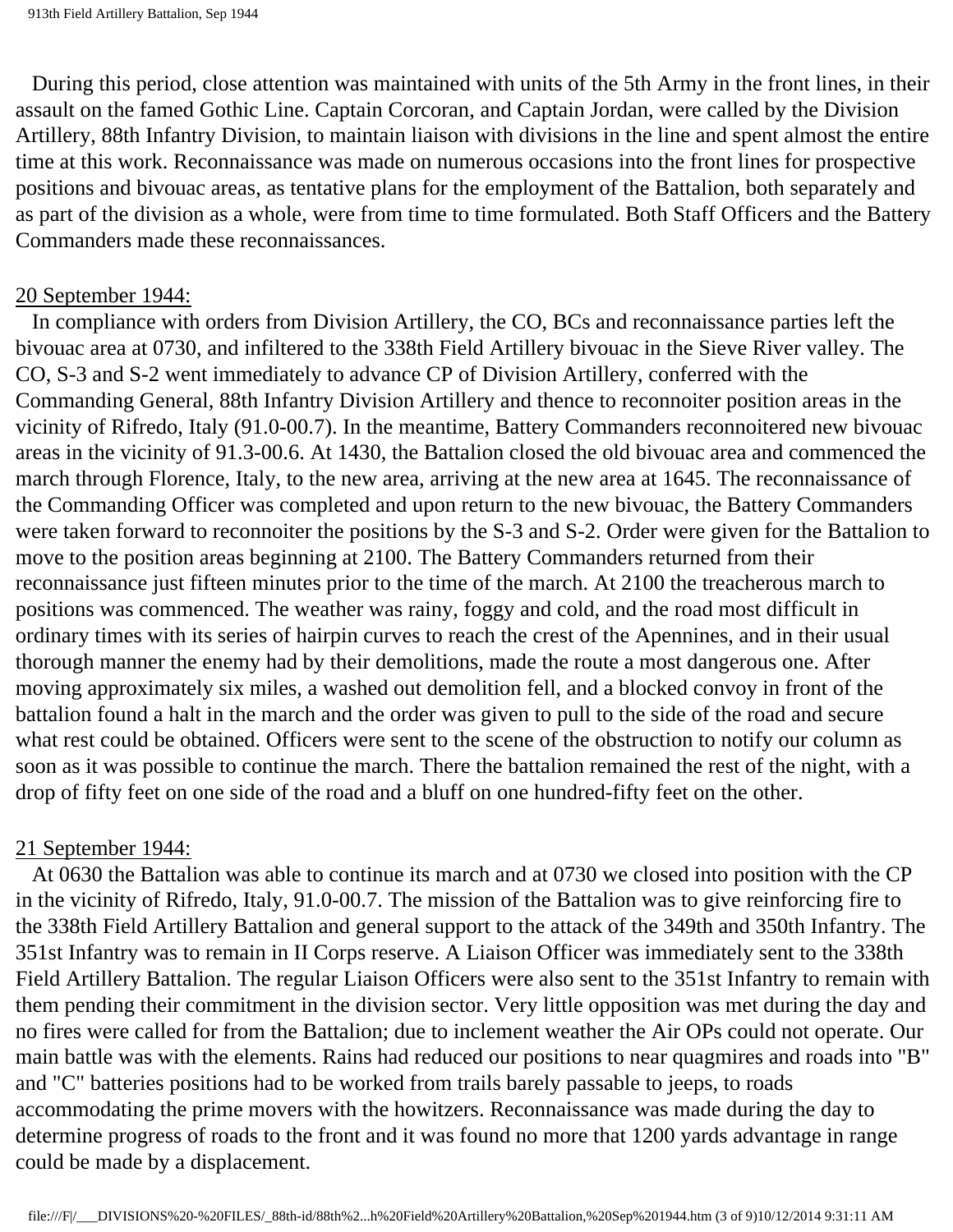During this period, close attention was maintained with units of the 5th Army in the front lines, in their assault on the famed Gothic Line. Captain Corcoran, and Captain Jordan, were called by the Division Artillery, 88th Infantry Division, to maintain liaison with divisions in the line and spent almost the entire time at this work. Reconnaissance was made on numerous occasions into the front lines for prospective positions and bivouac areas, as tentative plans for the employment of the Battalion, both separately and as part of the division as a whole, were from time to time formulated. Both Staff Officers and the Battery Commanders made these reconnaissances.

20 September 1944:

In compliance with orders from Division Artillery, the CO, BCs and reconnaissance parties left the bivouac area at 0730, and infiltered to the 338th Field Artillery bivouac in the Sieve River valley. The CO, S-3 and S-2 went immediately to advance CP of Division Artillery, conferred with the Commanding General, 88th Infantry Division Artillery and thence to reconnoiter position areas in the vicinity of Rifredo, Italy (91.0-00.7). In the meantime, Battery Commanders reconnoitered new bivouac areas in the vicinity of 91.3-00.6. At 1430, the Battalion closed the old bivouac area and commenced the march through Florence, Italy, to the new area, arriving at the new area at 1645. The reconnaissance of the Commanding Officer was completed and upon return to the new bivouac, the Battery Commanders were taken forward to reconnoiter the positions by the S-3 and S-2. Order were given for the Battalion to move to the position areas beginning at 2100. The Battery Commanders returned from their reconnaissance just fifteen minutes prior to the time of the march. At 2100 the treacherous march to positions was commenced. The weather was rainy, foggy and cold, and the road most difficult in ordinary times with its series of hairpin curves to reach the crest of the Apennines, and in their usual thorough manner the enemy had by their demolitions, made the route a most dangerous one. After moving approximately six miles, a washed out demolition fell, and a blocked convoy in front of the battalion found a halt in the march and the order was given to pull to the side of the road and secure what rest could be obtained. Officers were sent to the scene of the obstruction to notify our column as soon as it was possible to continue the march. There the battalion remained the rest of the night, with a drop of fifty feet on one side of the road and a bluff on one hundred-fifty feet on the other.

21 September 1944:

At 0630 the Battalion was able to continue its march and at 0730 we closed into position with the CP in the vicinity of Rifredo, Italy, 91.0-00.7. The mission of the Battalion was to give reinforcing fire to the 338th Field Artillery Battalion and general support to the attack of the 349th and 350th Infantry. The 351st Infantry was to remain in II Corps reserve. A Liaison Officer was immediately sent to the 338th Field Artillery Battalion. The regular Liaison Officers were also sent to the 351st Infantry to remain with them pending their commitment in the division sector. Very little opposition was met during the day and no fires were called for from the Battalion; due to inclement weather the Air OPs could not operate. Our main battle was with the elements. Rains had reduced our positions to near quagmires and roads into "B" and "C" batteries positions had to be worked from trails barely passable to jeeps, to roads accommodating the prime movers with the howitzers. Reconnaissance was made during the day to determine progress of roads to the front and it was found no more that 1200 yards advantage in range could be made by a displacement.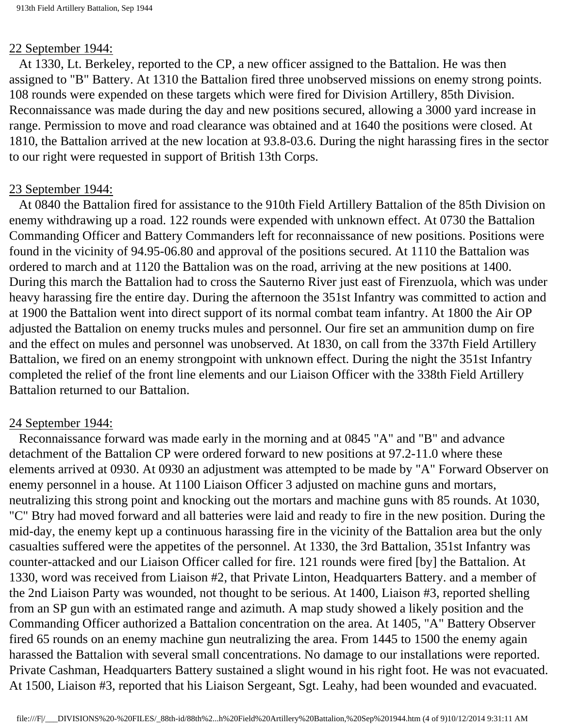22 September 1944:

At 1330, Lt. Berkeley, reported to the CP, a new officer assigned to the Battalion. He was then assigned to "B" Battery. At 1310 the Battalion fired three unobserved missions on enemy strong points. 108 rounds were expended on these targets which were fired for Division Artillery, 85th Division. Reconnaissance was made during the day and new positions secured, allowing a 3000 yard increase in range. Permission to move and road clearance was obtained and at 1640 the positions were closed. At 1810, the Battalion arrived at the new location at 93.8-03.6. During the night harassing fires in the sector to our right were requested in support of British 13th Corps.

23 September 1944:

At 0840 the Battalion fired for assistance to the 910th Field Artillery Battalion of the 85th Division on enemy withdrawing up a road. 122 rounds were expended with unknown effect. At 0730 the Battalion Commanding Officer and Battery Commanders left for reconnaissance of new positions. Positions were found in the vicinity of 94.95-06.80 and approval of the positions secured. At 1110 the Battalion was ordered to march and at 1120 the Battalion was on the road, arriving at the new positions at 1400. During this march the Battalion had to cross the Sauterno River just east of Firenzuola, which was under heavy harassing fire the entire day. During the afternoon the 351st Infantry was committed to action and at 1900 the Battalion went into direct support of its normal combat team infantry. At 1800 the Air OP adjusted the Battalion on enemy trucks mules and personnel. Our fire set an ammunition dump on fire and the effect on mules and personnel was unobserved. At 1830, on call from the 337th Field Artillery Battalion, we fired on an enemy strongpoint with unknown effect. During the night the 351st Infantry completed the relief of the front line elements and our Liaison Officer with the 338th Field Artillery Battalion returned to our Battalion.

24 September 1944:

Reconnaissance forward was made early in the morning and at 0845 "A" and "B" and advance detachment of the Battalion CP were ordered forward to new positions at 97.2-11.0 where these elements arrived at 0930. At 0930 an adjustment was attempted to be made by "A" Forward Observer on enemy personnel in a house. At 1100 Liaison Officer 3 adjusted on machine guns and mortars, neutralizing this strong point and knocking out the mortars and machine guns with 85 rounds. At 1030, "C" Btry had moved forward and all batteries were laid and ready to fire in the new position. During the mid-day, the enemy kept up a continuous harassing fire in the vicinity of the Battalion area but the only casualties suffered were the appetites of the personnel. At 1330, the 3rd Battalion, 351st Infantry was counter-attacked and our Liaison Officer called for fire. 121 rounds were fired [by] the Battalion. At 1330, word was received from Liaison #2, that Private Linton, Headquarters Battery. and a member of the 2nd Liaison Party was wounded, not thought to be serious. At 1400, Liaison #3, reported shelling from an SP gun with an estimated range and azimuth. A map study showed a likely position and the Commanding Officer authorized a Battalion concentration on the area. At 1405, "A" Battery Observer fired 65 rounds on an enemy machine gun neutralizing the area. From 1445 to 1500 the enemy again harassed the Battalion with several small concentrations. No damage to our installations were reported. Private Cashman, Headquarters Battery sustained a slight wound in his right foot. He was not evacuated. At 1500, Liaison #3, reported that his Liaison Sergeant, Sgt. Leahy, had been wounded and evacuated.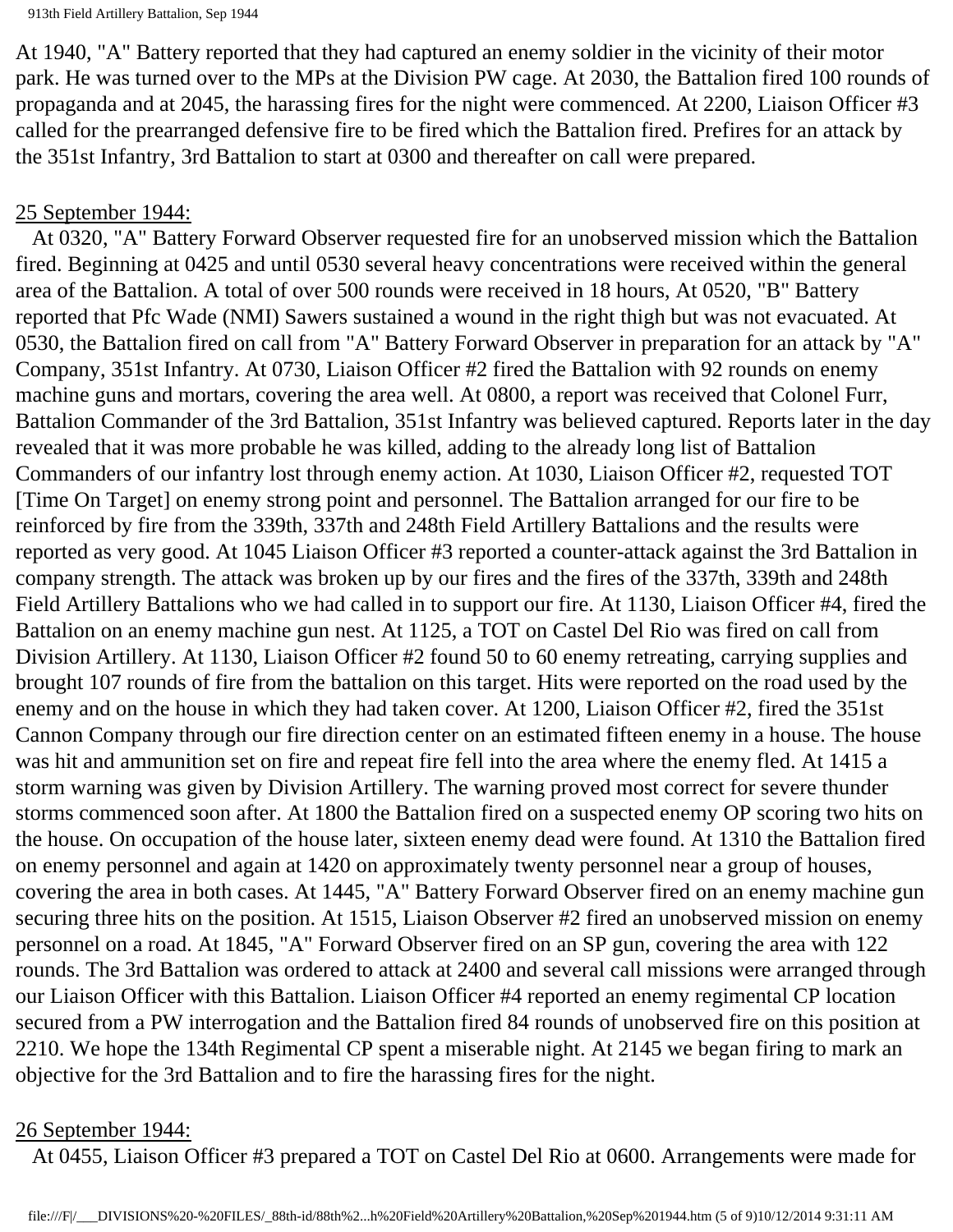At 1940, "A" Battery reported that they had captured an enemy soldier in the vicinity of their motor park. He was turned over to the MPs at the Division PW cage. At 2030, the Battalion fired 100 rounds of propaganda and at 2045, the harassing fires for the night were commenced. At 2200, Liaison Officer #3 called for the prearranged defensive fire to be fired which the Battalion fired. Prefires for an attack by the 351st Infantry, 3rd Battalion to start at 0300 and thereafter on call were prepared.

25 September 1944:

At 0320, "A" Battery Forward Observer requested fire for an unobserved mission which the Battalion fired. Beginning at 0425 and until 0530 several heavy concentrations were received within the general area of the Battalion. A total of over 500 rounds were received in 18 hours, At 0520, "B" Battery reported that Pfc Wade (NMI) Sawers sustained a wound in the right thigh but was not evacuated. At 0530, the Battalion fired on call from "A" Battery Forward Observer in preparation for an attack by "A" Company, 351st Infantry. At 0730, Liaison Officer #2 fired the Battalion with 92 rounds on enemy machine guns and mortars, covering the area well. At 0800, a report was received that Colonel Furr, Battalion Commander of the 3rd Battalion, 351st Infantry was believed captured. Reports later in the day revealed that it was more probable he was killed, adding to the already long list of Battalion Commanders of our infantry lost through enemy action. At 1030, Liaison Officer #2, requested TOT [Time On Target] on enemy strong point and personnel. The Battalion arranged for our fire to be reinforced by fire from the 339th, 337th and 248th Field Artillery Battalions and the results were reported as very good. At 1045 Liaison Officer #3 reported a counter-attack against the 3rd Battalion in company strength. The attack was broken up by our fires and the fires of the 337th, 339th and 248th Field Artillery Battalions who we had called in to support our fire. At 1130, Liaison Officer #4, fired the Battalion on an enemy machine gun nest. At 1125, a TOT on Castel Del Rio was fired on call from Division Artillery. At 1130, Liaison Officer #2 found 50 to 60 enemy retreating, carrying supplies and brought 107 rounds of fire from the battalion on this target. Hits were reported on the road used by the enemy and on the house in which they had taken cover. At 1200, Liaison Officer #2, fired the 351st Cannon Company through our fire direction center on an estimated fifteen enemy in a house. The house was hit and ammunition set on fire and repeat fire fell into the area where the enemy fled. At 1415 a storm warning was given by Division Artillery. The warning proved most correct for severe thunder storms commenced soon after. At 1800 the Battalion fired on a suspected enemy OP scoring two hits on the house. On occupation of the house later, sixteen enemy dead were found. At 1310 the Battalion fired on enemy personnel and again at 1420 on approximately twenty personnel near a group of houses, covering the area in both cases. At 1445, "A" Battery Forward Observer fired on an enemy machine gun securing three hits on the position. At 1515, Liaison Observer #2 fired an unobserved mission on enemy personnel on a road. At 1845, "A" Forward Observer fired on an SP gun, covering the area with 122 rounds. The 3rd Battalion was ordered to attack at 2400 and several call missions were arranged through our Liaison Officer with this Battalion. Liaison Officer #4 reported an enemy regimental CP location secured from a PW interrogation and the Battalion fired 84 rounds of unobserved fire on this position at 2210. We hope the 134th Regimental CP spent a miserable night. At 2145 we began firing to mark an objective for the 3rd Battalion and to fire the harassing fires for the night.

26 September 1944:

At 0455, Liaison Officer #3 prepared a TOT on Castel Del Rio at 0600. Arrangements were made for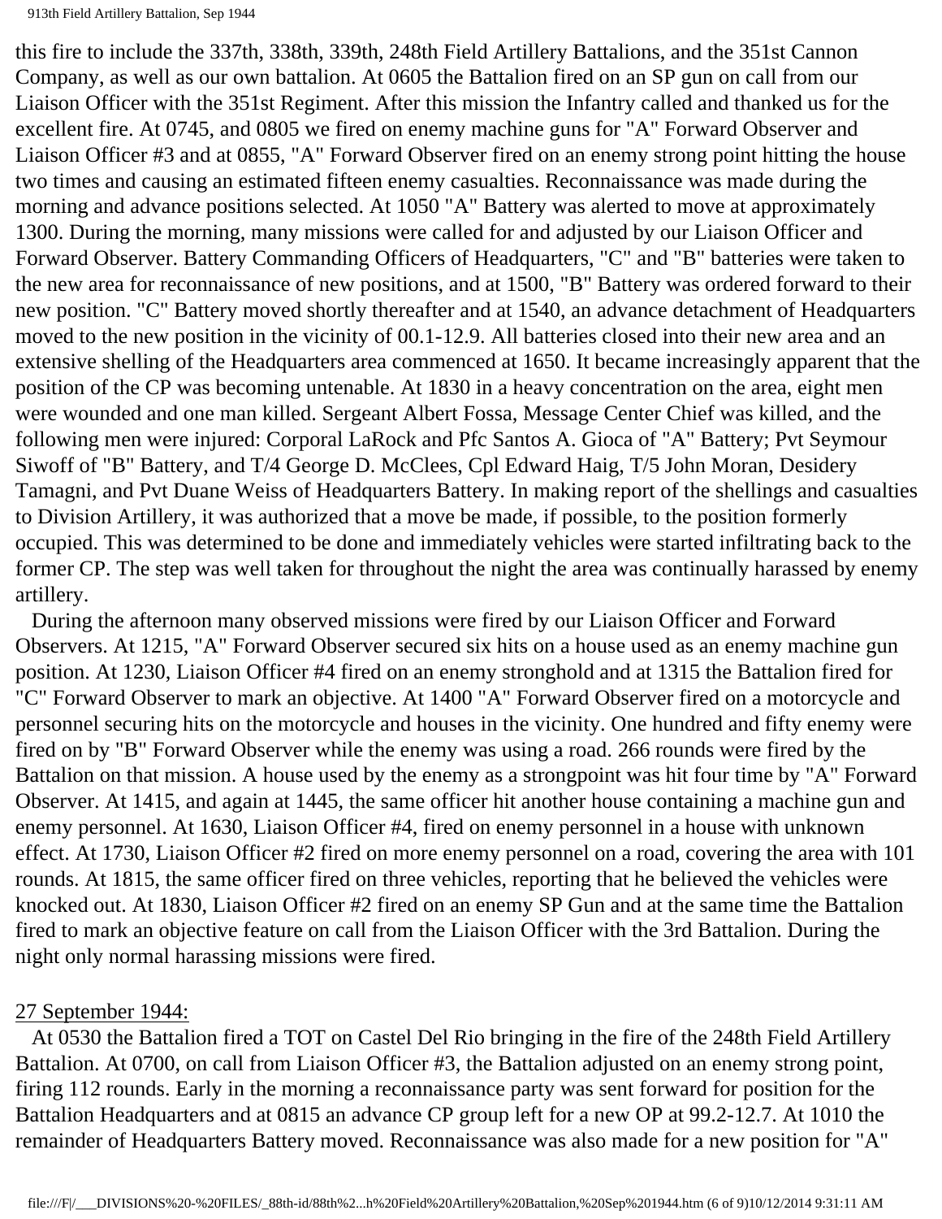this fire to include the 337th, 338th, 339th, 248th Field Artillery Battalions, and the 351st Cannon Company, as well as our own battalion. At 0605 the Battalion fired on an SP gun on call from our Liaison Officer with the 351st Regiment. After this mission the Infantry called and thanked us for the excellent fire. At 0745, and 0805 we fired on enemy machine guns for "A" Forward Observer and Liaison Officer #3 and at 0855, "A" Forward Observer fired on an enemy strong point hitting the house two times and causing an estimated fifteen enemy casualties. Reconnaissance was made during the morning and advance positions selected. At 1050 "A" Battery was alerted to move at approximately 1300. During the morning, many missions were called for and adjusted by our Liaison Officer and Forward Observer. Battery Commanding Officers of Headquarters, "C" and "B" batteries were taken to the new area for reconnaissance of new positions, and at 1500, "B" Battery was ordered forward to their new position. "C" Battery moved shortly thereafter and at 1540, an advance detachment of Headquarters moved to the new position in the vicinity of 00.1-12.9. All batteries closed into their new area and an extensive shelling of the Headquarters area commenced at 1650. It became increasingly apparent that the position of the CP was becoming untenable. At 1830 in a heavy concentration on the area, eight men were wounded and one man killed. Sergeant Albert Fossa, Message Center Chief was killed, and the following men were injured: Corporal LaRock and Pfc Santos A. Gioca of "A" Battery; Pvt Seymour Siwoff of "B" Battery, and T/4 George D. McClees, Cpl Edward Haig, T/5 John Moran, Desidery Tamagni, and Pvt Duane Weiss of Headquarters Battery. In making report of the shellings and casualties to Division Artillery, it was authorized that a move be made, if possible, to the position formerly occupied. This was determined to be done and immediately vehicles were started infiltrating back to the former CP. The step was well taken for throughout the night the area was continually harassed by enemy artillery.

During the afternoon many observed missions were fired by our Liaison Officer and Forward Observers. At 1215, "A" Forward Observer secured six hits on a house used as an enemy machine gun position. At 1230, Liaison Officer #4 fired on an enemy stronghold and at 1315 the Battalion fired for "C" Forward Observer to mark an objective. At 1400 "A" Forward Observer fired on a motorcycle and personnel securing hits on the motorcycle and houses in the vicinity. One hundred and fifty enemy were fired on by "B" Forward Observer while the enemy was using a road. 266 rounds were fired by the Battalion on that mission. A house used by the enemy as a strongpoint was hit four time by "A" Forward Observer. At 1415, and again at 1445, the same officer hit another house containing a machine gun and enemy personnel. At 1630, Liaison Officer #4, fired on enemy personnel in a house with unknown effect. At 1730, Liaison Officer #2 fired on more enemy personnel on a road, covering the area with 101 rounds. At 1815, the same officer fired on three vehicles, reporting that he believed the vehicles were knocked out. At 1830, Liaison Officer #2 fired on an enemy SP Gun and at the same time the Battalion fired to mark an objective feature on call from the Liaison Officer with the 3rd Battalion. During the night only normal harassing missions were fired.

27 September 1944:

At 0530 the Battalion fired a TOT on Castel Del Rio bringing in the fire of the 248th Field Artillery Battalion. At 0700, on call from Liaison Officer #3, the Battalion adjusted on an enemy strong point, firing 112 rounds. Early in the morning a reconnaissance party was sent forward for position for the Battalion Headquarters and at 0815 an advance CP group left for a new OP at 99.2-12.7. At 1010 the remainder of Headquarters Battery moved. Reconnaissance was also made for a new position for "A"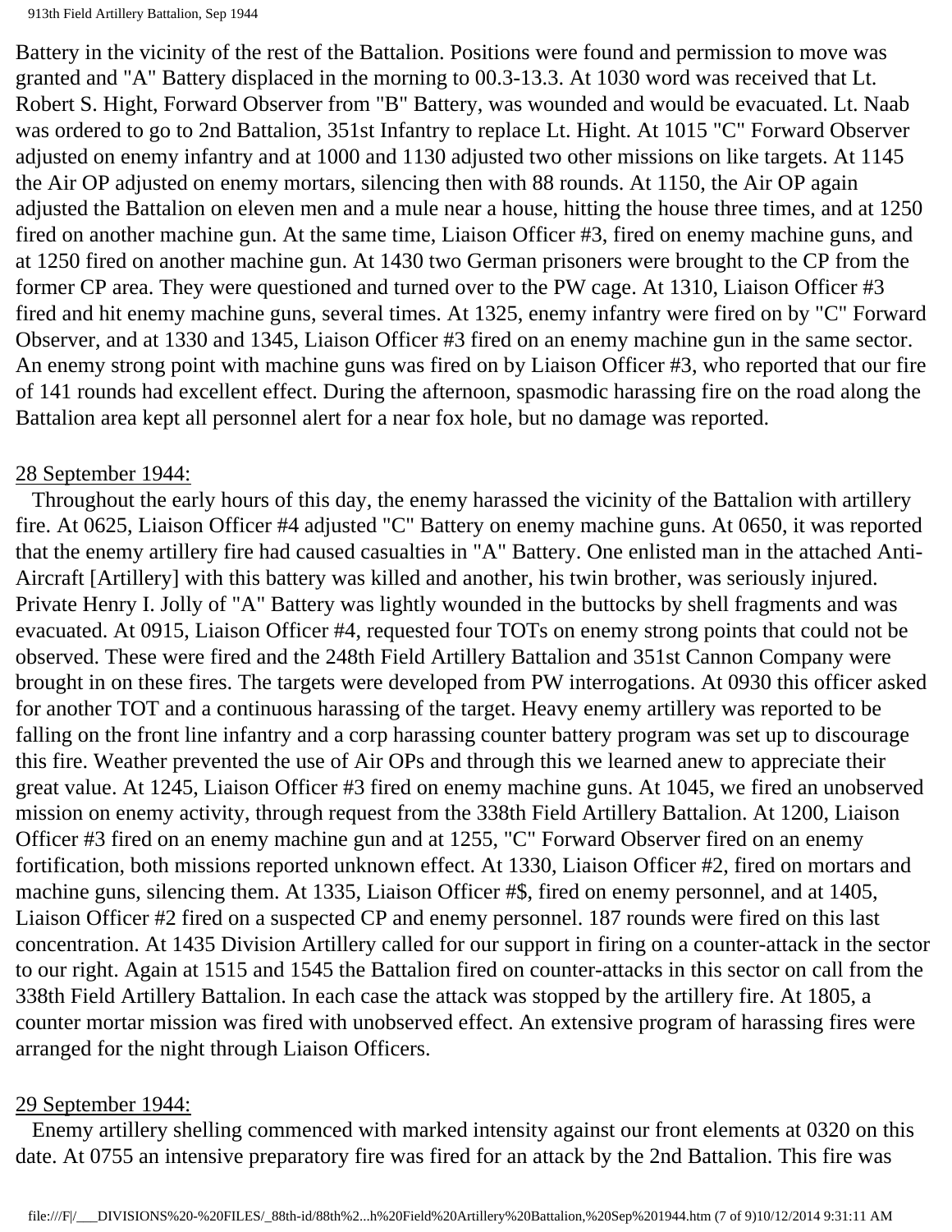Battery in the vicinity of the rest of the Battalion. Positions were found and permission to move was granted and "A" Battery displaced in the morning to 00.3-13.3. At 1030 word was received that Lt. Robert S. Hight, Forward Observer from "B" Battery, was wounded and would be evacuated. Lt. Naab was ordered to go to 2nd Battalion, 351st Infantry to replace Lt. Hight. At 1015 "C" Forward Observer adjusted on enemy infantry and at 1000 and 1130 adjusted two other missions on like targets. At 1145 the Air OP adjusted on enemy mortars, silencing then with 88 rounds. At 1150, the Air OP again adjusted the Battalion on eleven men and a mule near a house, hitting the house three times, and at 1250 fired on another machine gun. At the same time, Liaison Officer #3, fired on enemy machine guns, and at 1250 fired on another machine gun. At 1430 two German prisoners were brought to the CP from the former CP area. They were questioned and turned over to the PW cage. At 1310, Liaison Officer #3 fired and hit enemy machine guns, several times. At 1325, enemy infantry were fired on by "C" Forward Observer, and at 1330 and 1345, Liaison Officer #3 fired on an enemy machine gun in the same sector. An enemy strong point with machine guns was fired on by Liaison Officer #3, who reported that our fire of 141 rounds had excellent effect. During the afternoon, spasmodic harassing fire on the road along the Battalion area kept all personnel alert for a near fox hole, but no damage was reported.

28 September 1944:

Throughout the early hours of this day, the enemy harassed the vicinity of the Battalion with artillery fire. At 0625, Liaison Officer #4 adjusted "C" Battery on enemy machine guns. At 0650, it was reported that the enemy artillery fire had caused casualties in "A" Battery. One enlisted man in the attached Anti-Aircraft [Artillery] with this battery was killed and another, his twin brother, was seriously injured. Private Henry I. Jolly of "A" Battery was lightly wounded in the buttocks by shell fragments and was evacuated. At 0915, Liaison Officer #4, requested four TOTs on enemy strong points that could not be observed. These were fired and the 248th Field Artillery Battalion and 351st Cannon Company were brought in on these fires. The targets were developed from PW interrogations. At 0930 this officer asked for another TOT and a continuous harassing of the target. Heavy enemy artillery was reported to be falling on the front line infantry and a corp harassing counter battery program was set up to discourage this fire. Weather prevented the use of Air OPs and through this we learned anew to appreciate their great value. At 1245, Liaison Officer #3 fired on enemy machine guns. At 1045, we fired an unobserved mission on enemy activity, through request from the 338th Field Artillery Battalion. At 1200, Liaison Officer #3 fired on an enemy machine gun and at 1255, "C" Forward Observer fired on an enemy fortification, both missions reported unknown effect. At 1330, Liaison Officer #2, fired on mortars and machine guns, silencing them. At 1335, Liaison Officer #$, fired on enemy personnel, and at 1405, Liaison Officer #2 fired on a suspected CP and enemy personnel. 187 rounds were fired on this last concentration. At 1435 Division Artillery called for our support in firing on a counter-attack in the sector to our right. Again at 1515 and 1545 the Battalion fired on counter-attacks in this sector on call from the 338th Field Artillery Battalion. In each case the attack was stopped by the artillery fire. At 1805, a counter mortar mission was fired with unobserved effect. An extensive program of harassing fires were arranged for the night through Liaison Officers.

29 September 1944:

Enemy artillery shelling commenced with marked intensity against our front elements at 0320 on this date. At 0755 an intensive preparatory fire was fired for an attack by the 2nd Battalion. This fire was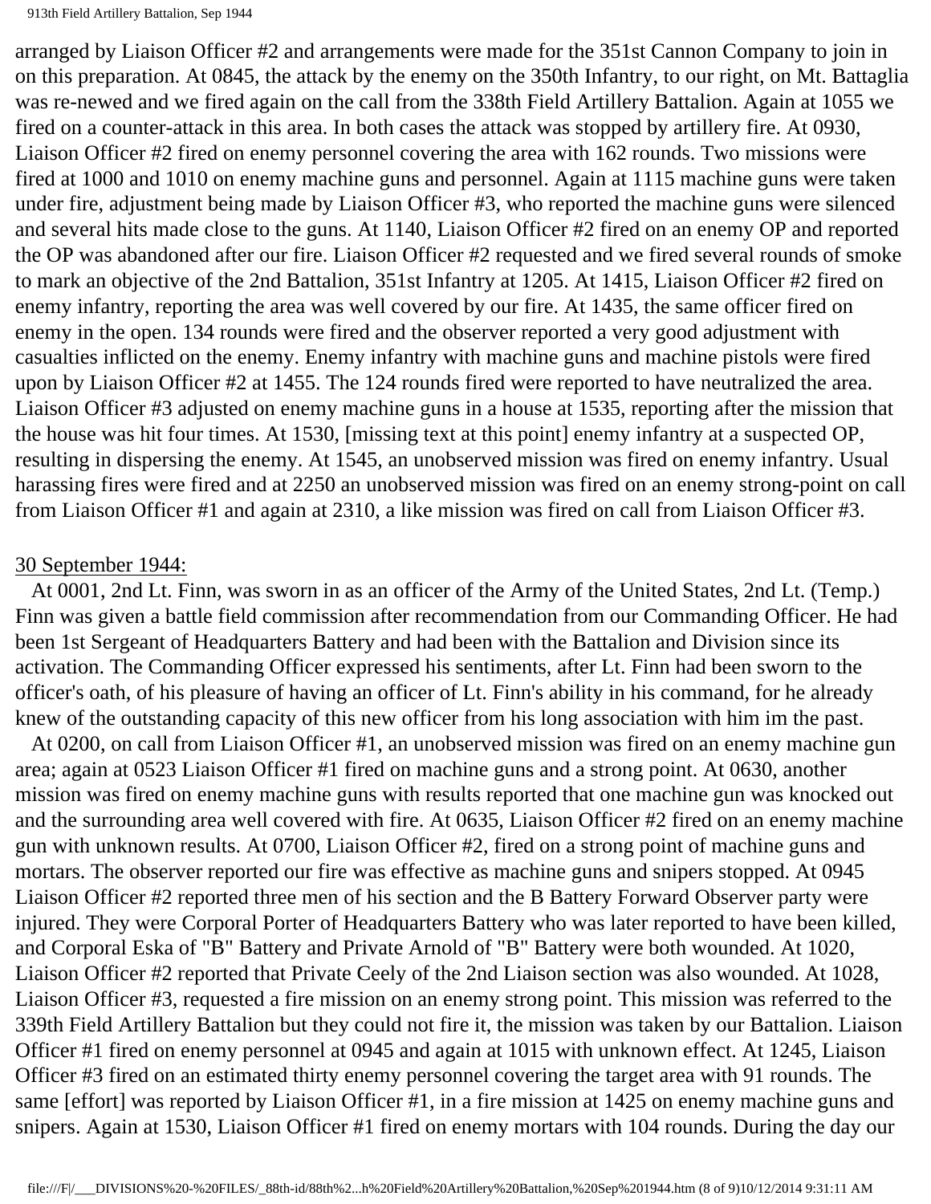arranged by Liaison Officer #2 and arrangements were made for the 351st Cannon Company to join in on this preparation. At 0845, the attack by the enemy on the 350th Infantry, to our right, on Mt. Battaglia was re-newed and we fired again on the call from the 338th Field Artillery Battalion. Again at 1055 we fired on a counter-attack in this area. In both cases the attack was stopped by artillery fire. At 0930, Liaison Officer #2 fired on enemy personnel covering the area with 162 rounds. Two missions were fired at 1000 and 1010 on enemy machine guns and personnel. Again at 1115 machine guns were taken under fire, adjustment being made by Liaison Officer #3, who reported the machine guns were silenced and several hits made close to the guns. At 1140, Liaison Officer #2 fired on an enemy OP and reported the OP was abandoned after our fire. Liaison Officer #2 requested and we fired several rounds of smoke to mark an objective of the 2nd Battalion, 351st Infantry at 1205. At 1415, Liaison Officer #2 fired on enemy infantry, reporting the area was well covered by our fire. At 1435, the same officer fired on enemy in the open. 134 rounds were fired and the observer reported a very good adjustment with casualties inflicted on the enemy. Enemy infantry with machine guns and machine pistols were fired upon by Liaison Officer #2 at 1455. The 124 rounds fired were reported to have neutralized the area. Liaison Officer #3 adjusted on enemy machine guns in a house at 1535, reporting after the mission that the house was hit four times. At 1530, [missing text at this point] enemy infantry at a suspected OP, resulting in dispersing the enemy. At 1545, an unobserved mission was fired on enemy infantry. Usual harassing fires were fired and at 2250 an unobserved mission was fired on an enemy strong-point on call from Liaison Officer #1 and again at 2310, a like mission was fired on call from Liaison Officer #3.

30 September 1944:

At 0001, 2nd Lt. Finn, was sworn in as an officer of the Army of the United States, 2nd Lt. (Temp.) Finn was given a battle field commission after recommendation from our Commanding Officer. He had been 1st Sergeant of Headquarters Battery and had been with the Battalion and Division since its activation. The Commanding Officer expressed his sentiments, after Lt. Finn had been sworn to the officer's oath, of his pleasure of having an officer of Lt. Finn's ability in his command, for he already knew of the outstanding capacity of this new officer from his long association with him im the past.

At 0200, on call from Liaison Officer #1, an unobserved mission was fired on an enemy machine gun area; again at 0523 Liaison Officer #1 fired on machine guns and a strong point. At 0630, another mission was fired on enemy machine guns with results reported that one machine gun was knocked out and the surrounding area well covered with fire. At 0635, Liaison Officer #2 fired on an enemy machine gun with unknown results. At 0700, Liaison Officer #2, fired on a strong point of machine guns and mortars. The observer reported our fire was effective as machine guns and snipers stopped. At 0945 Liaison Officer #2 reported three men of his section and the B Battery Forward Observer party were injured. They were Corporal Porter of Headquarters Battery who was later reported to have been killed, and Corporal Eska of "B" Battery and Private Arnold of "B" Battery were both wounded. At 1020, Liaison Officer #2 reported that Private Ceely of the 2nd Liaison section was also wounded. At 1028, Liaison Officer #3, requested a fire mission on an enemy strong point. This mission was referred to the 339th Field Artillery Battalion but they could not fire it, the mission was taken by our Battalion. Liaison Officer #1 fired on enemy personnel at 0945 and again at 1015 with unknown effect. At 1245, Liaison Officer #3 fired on an estimated thirty enemy personnel covering the target area with 91 rounds. The same [effort] was reported by Liaison Officer #1, in a fire mission at 1425 on enemy machine guns and snipers. Again at 1530, Liaison Officer #1 fired on enemy mortars with 104 rounds. During the day our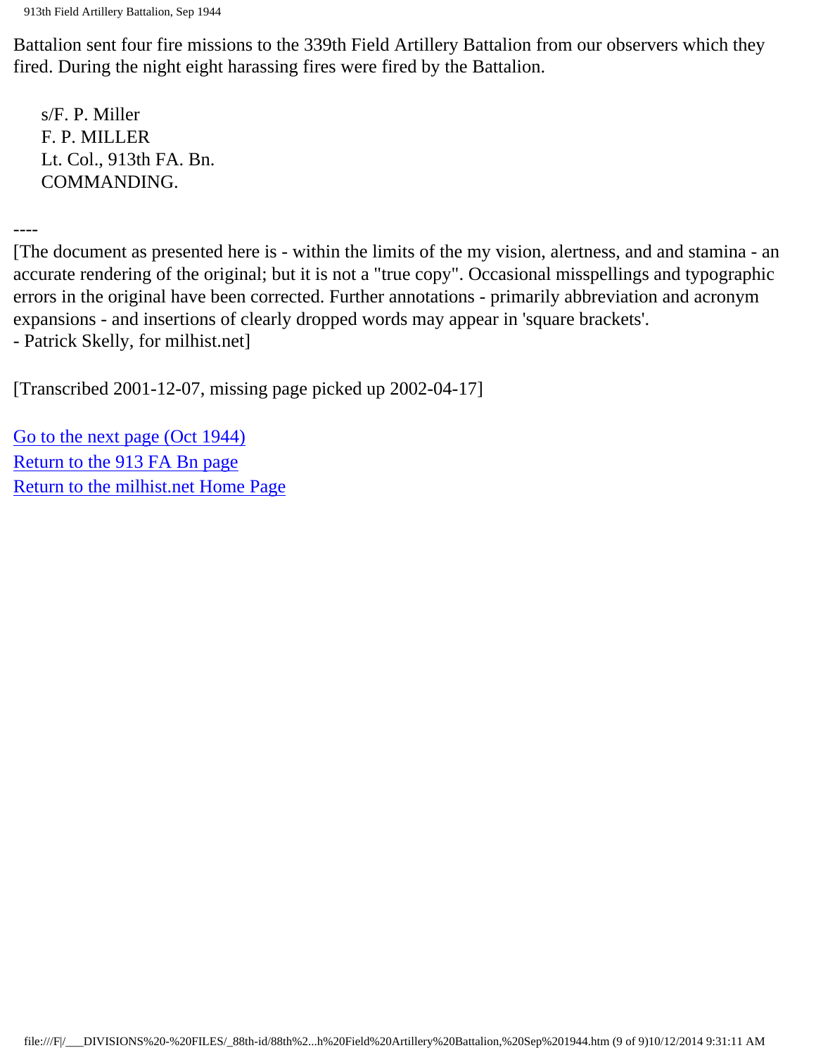Battalion sent four fire missions to the 339th Field Artillery Battalion from our observers which they fired. During the night eight harassing fires were fired by the Battalion.

s/F. P. Miller
F. P. MILLER
Lt. Col., 913th FA. Bn.
COMMANDING.

----

[The document as presented here is - within the limits of the my vision, alertness, and and stamina - an accurate rendering of the original; but it is not a "true copy". Occasional misspellings and typographic errors in the original have been corrected. Further annotations - primarily abbreviation and acronym expansions - and insertions of clearly dropped words may appear in 'square brackets'.
- Patrick Skelly, for milhist.net]

[Transcribed 2001-12-07, missing page picked up 2002-04-17]

Go to the next page (Oct 1944)
Return to the 913 FA Bn page
Return to the milhist.net Home Page